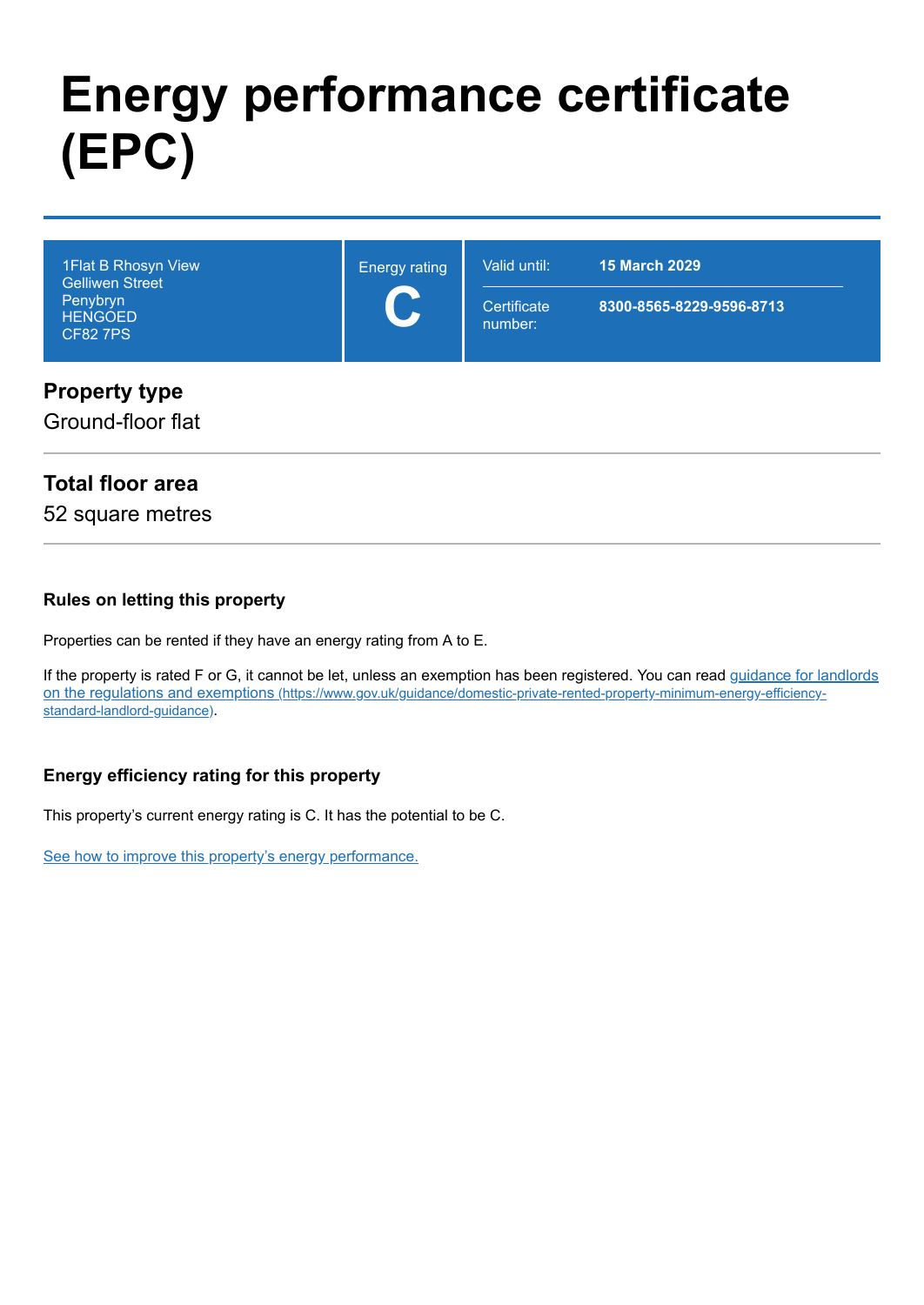# Energy performance certificate (EPC)

| 1Flat B Rhosyn View<br>Gelliwen Street<br>Penybryn<br>HENGOED<br>CF82 7PS | Energy rating<br>**C** | Valid until: **15 March 2029**<br>Certificate number: **8300-8565-8229-9596-8713** |
| --- | --- | --- |

## Property type

Ground-floor flat

## Total floor area

52 square metres

### Rules on letting this property

Properties can be rented if they have an energy rating from A to E.

If the property is rated F or G, it cannot be let, unless an exemption has been registered. You can read [guidance for landlords on the regulations and exemptions (https://www.gov.uk/guidance/domestic-private-rented-property-minimum-energy-efficiency-standard-landlord-guidance)](https://www.gov.uk/guidance/domestic-private-rented-property-minimum-energy-efficiency-standard-landlord-guidance).

### Energy efficiency rating for this property

This property's current energy rating is C. It has the potential to be C.

See how to improve this property's energy performance.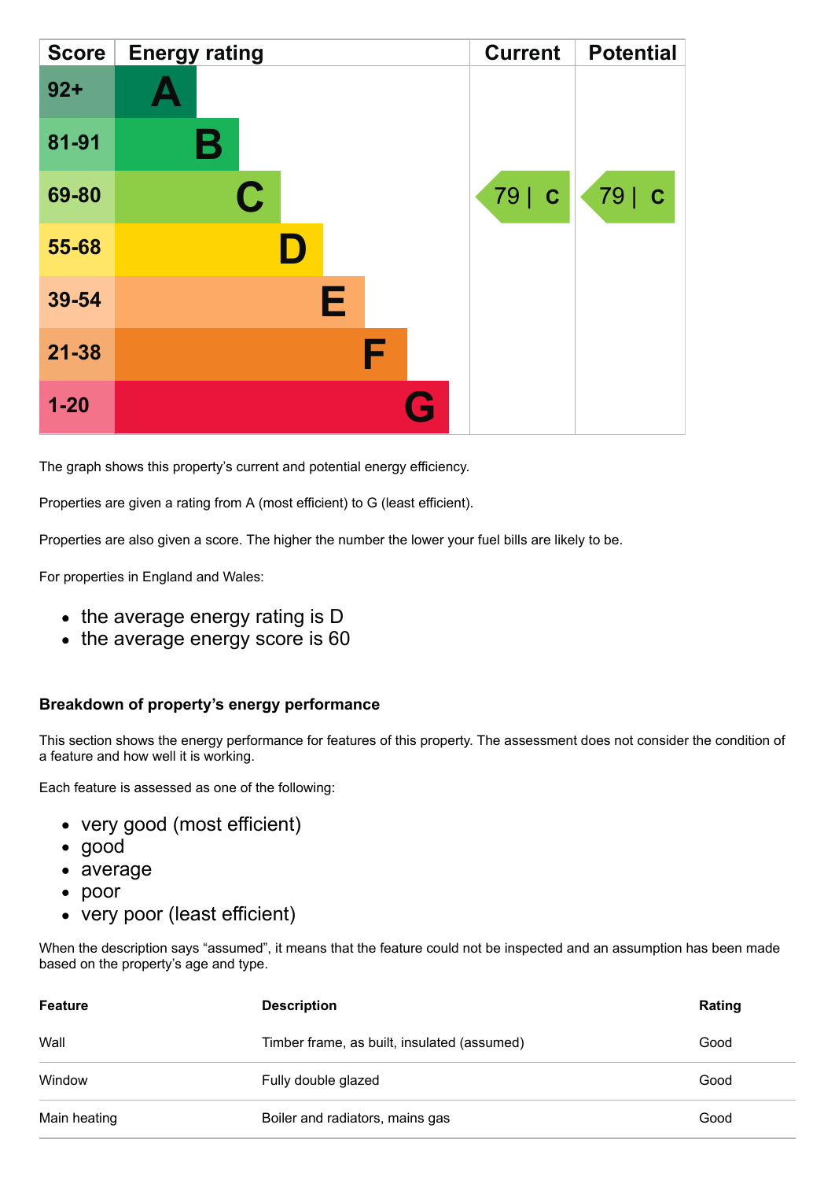| Score | Energy rating | Current | Potential |
|---|---|---|---|
| 92+ | A | | |
| 81-91 | B | | |
| 69-80 | C | 79 &#124; C | 79 &#124; C |
| 55-68 | D | | |
| 39-54 | E | | |
| 21-38 | F | | |
| 1-20 | G | | |

The graph shows this property's current and potential energy efficiency.

Properties are given a rating from A (most efficient) to G (least efficient).

Properties are also given a score. The higher the number the lower your fuel bills are likely to be.

For properties in England and Wales:

- the average energy rating is D
- the average energy score is 60

### Breakdown of property's energy performance

This section shows the energy performance for features of this property. The assessment does not consider the condition of a feature and how well it is working.

Each feature is assessed as one of the following:

- very good (most efficient)
- good
- average
- poor
- very poor (least efficient)

When the description says "assumed", it means that the feature could not be inspected and an assumption has been made based on the property's age and type.

| Feature | Description | Rating |
|---|---|---|
| Wall | Timber frame, as built, insulated (assumed) | Good |
| Window | Fully double glazed | Good |
| Main heating | Boiler and radiators, mains gas | Good |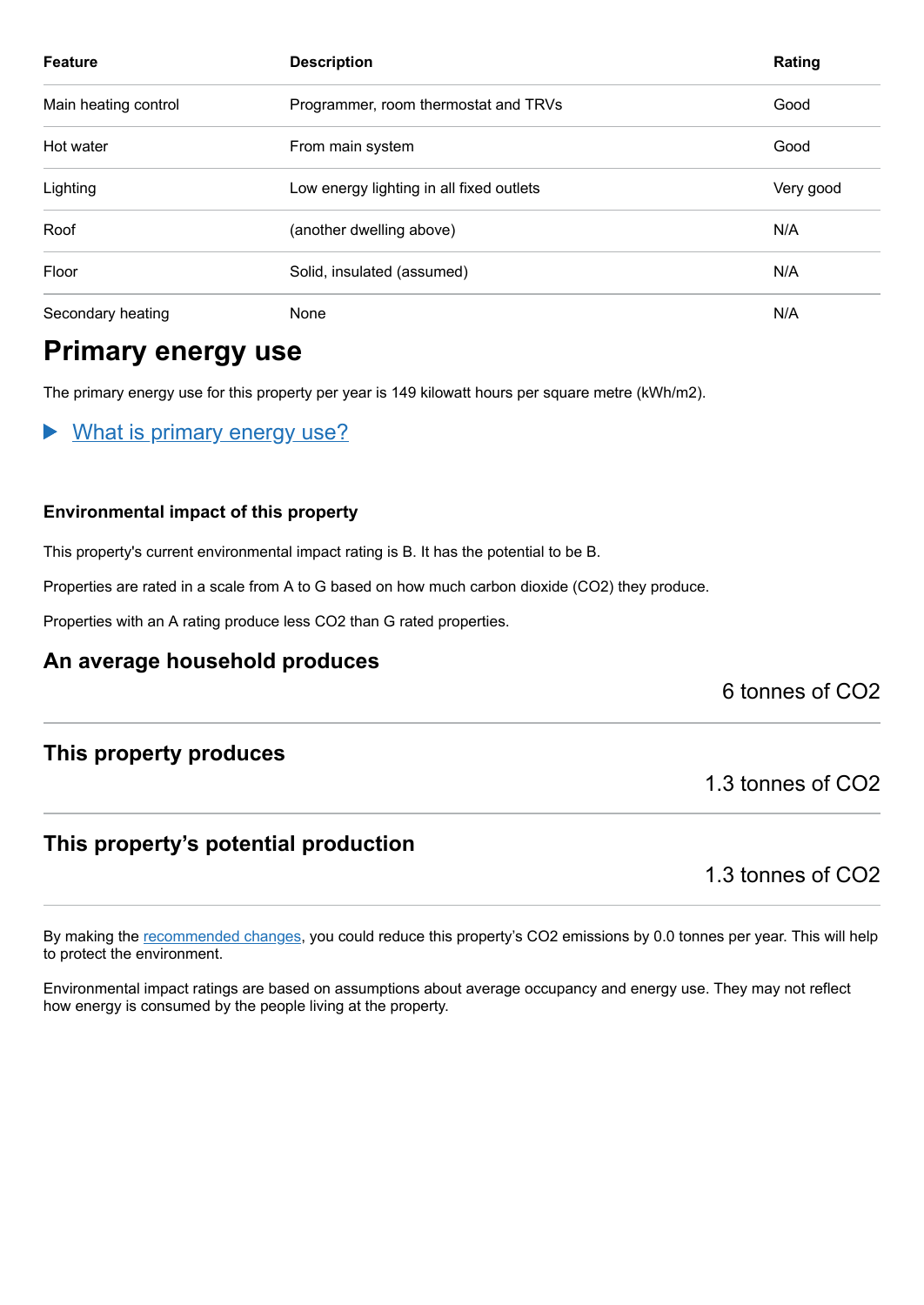| Feature | Description | Rating |
| --- | --- | --- |
| Main heating control | Programmer, room thermostat and TRVs | Good |
| Hot water | From main system | Good |
| Lighting | Low energy lighting in all fixed outlets | Very good |
| Roof | (another dwelling above) | N/A |
| Floor | Solid, insulated (assumed) | N/A |
| Secondary heating | None | N/A |

## Primary energy use

The primary energy use for this property per year is 149 kilowatt hours per square metre (kWh/m2).

▶ What is primary energy use?

### Environmental impact of this property

This property's current environmental impact rating is B. It has the potential to be B.

Properties are rated in a scale from A to G based on how much carbon dioxide ($CO_2$) they produce.

Properties with an A rating produce less $CO_2$ than G rated properties.

### An average household produces

6 tonnes of $CO_2$

### This property produces

1.3 tonnes of $CO_2$

### This property's potential production

1.3 tonnes of $CO_2$

By making the recommended changes, you could reduce this property's $CO_2$ emissions by 0.0 tonnes per year. This will help to protect the environment.

Environmental impact ratings are based on assumptions about average occupancy and energy use. They may not reflect how energy is consumed by the people living at the property.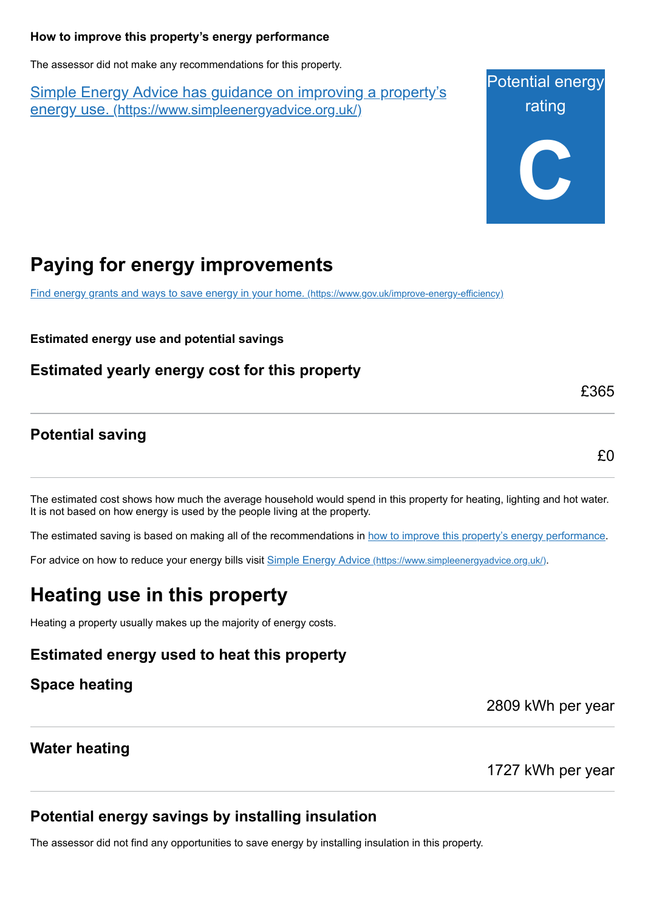### How to improve this property's energy performance

The assessor did not make any recommendations for this property.

[Simple Energy Advice has guidance on improving a property's energy use. (https://www.simpleenergyadvice.org.uk/)](https://www.simpleenergyadvice.org.uk/)

Potential energy rating

**C**

## Paying for energy improvements

[Find energy grants and ways to save energy in your home. (https://www.gov.uk/improve-energy-efficiency)](https://www.gov.uk/improve-energy-efficiency)

**Estimated energy use and potential savings**

### Estimated yearly energy cost for this property

£365

### Potential saving

£0

The estimated cost shows how much the average household would spend in this property for heating, lighting and hot water. It is not based on how energy is used by the people living at the property.

The estimated saving is based on making all of the recommendations in how to improve this property's energy performance.

For advice on how to reduce your energy bills visit [Simple Energy Advice (https://www.simpleenergyadvice.org.uk/)](https://www.simpleenergyadvice.org.uk/).

## Heating use in this property

Heating a property usually makes up the majority of energy costs.

### Estimated energy used to heat this property

### Space heating

2809 kWh per year

### Water heating

1727 kWh per year

### Potential energy savings by installing insulation

The assessor did not find any opportunities to save energy by installing insulation in this property.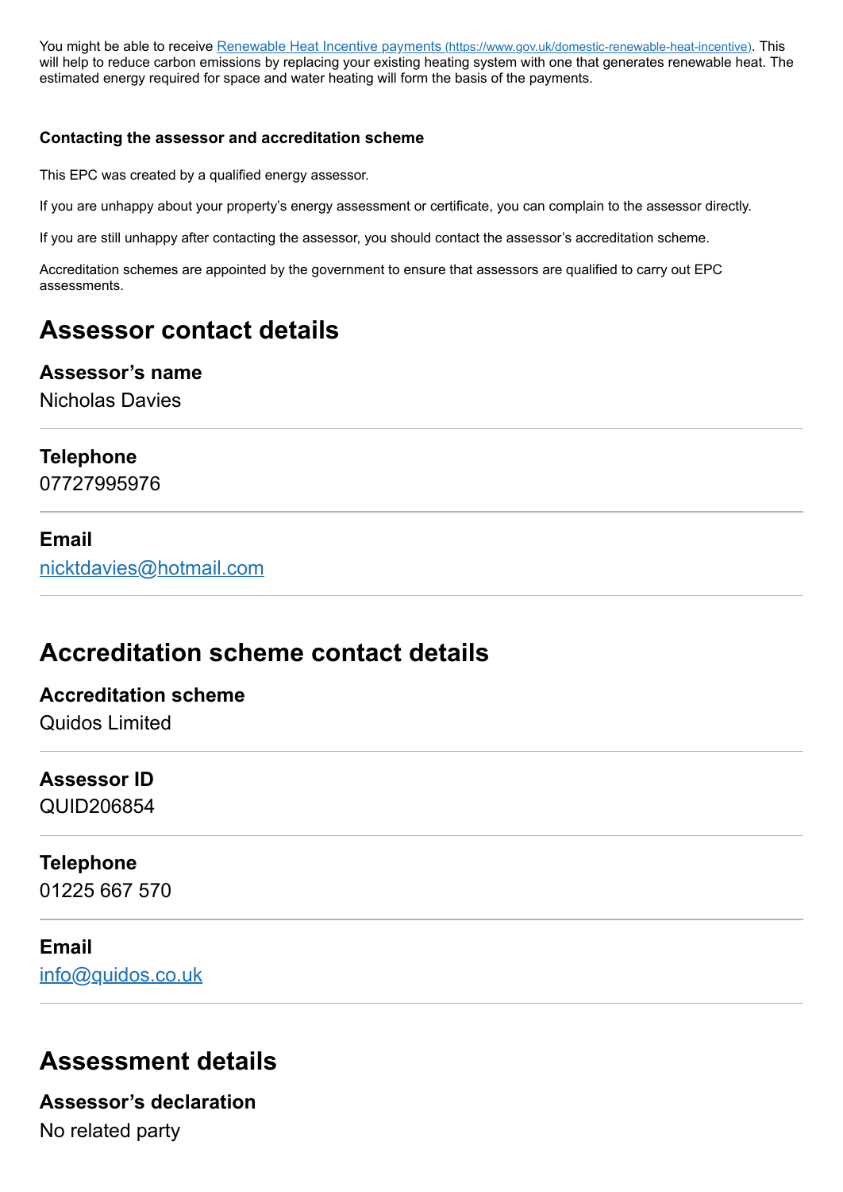You might be able to receive [Renewable Heat Incentive payments (https://www.gov.uk/domestic-renewable-heat-incentive)](https://www.gov.uk/domestic-renewable-heat-incentive). This will help to reduce carbon emissions by replacing your existing heating system with one that generates renewable heat. The estimated energy required for space and water heating will form the basis of the payments.

#### Contacting the assessor and accreditation scheme

This EPC was created by a qualified energy assessor.

If you are unhappy about your property's energy assessment or certificate, you can complain to the assessor directly.

If you are still unhappy after contacting the assessor, you should contact the assessor's accreditation scheme.

Accreditation schemes are appointed by the government to ensure that assessors are qualified to carry out EPC assessments.

## Assessor contact details

### Assessor's name

Nicholas Davies

### Telephone

07727995976

### Email

[nicktdavies@hotmail.com](mailto:nicktdavies@hotmail.com)

## Accreditation scheme contact details

### Accreditation scheme

Quidos Limited

### Assessor ID

QUID206854

### Telephone

01225 667 570

### Email

[info@quidos.co.uk](mailto:info@quidos.co.uk)

## Assessment details

### Assessor's declaration

No related party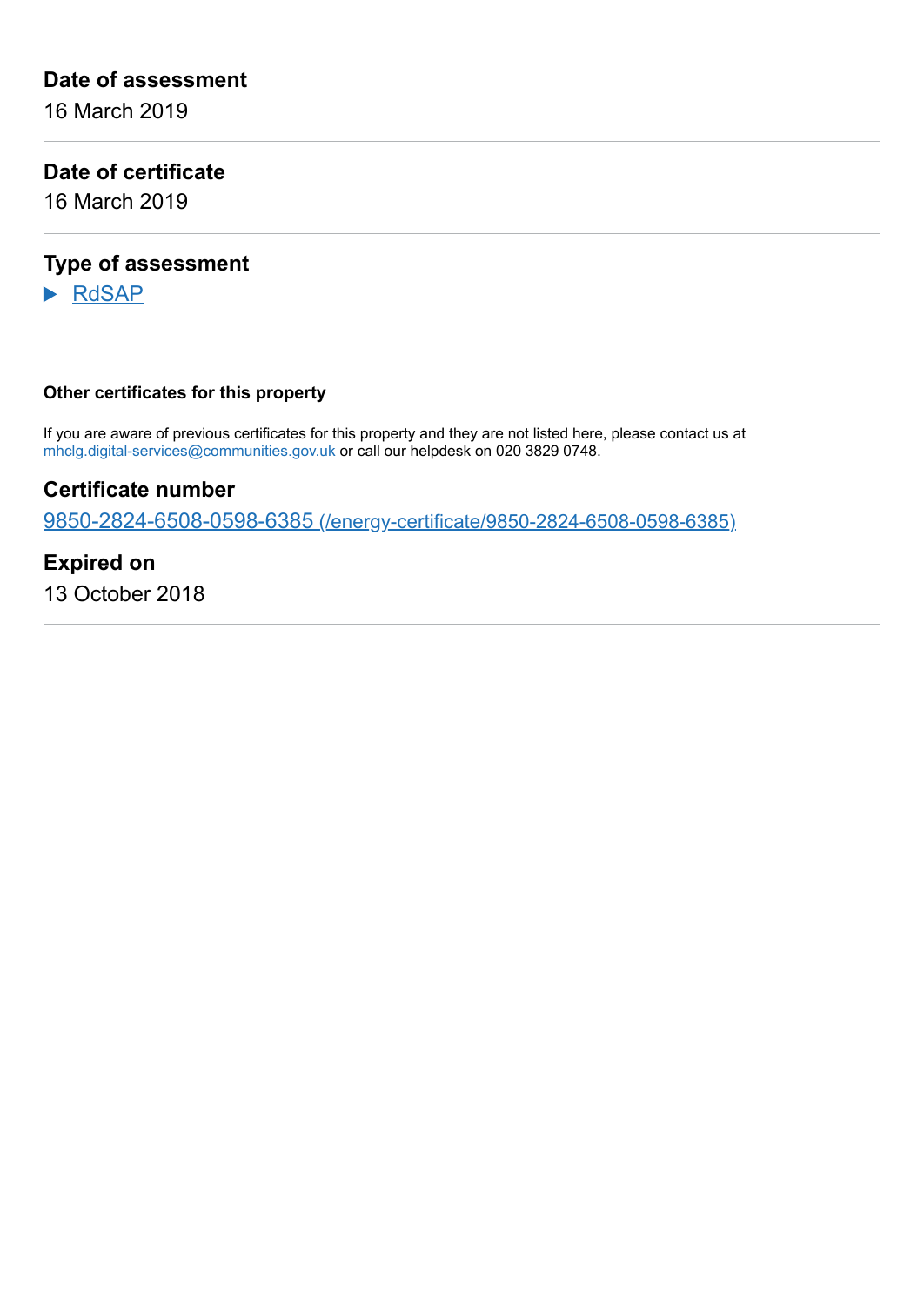**Date of assessment**

16 March 2019

**Date of certificate**

16 March 2019

**Type of assessment**

▶ [RdSAP]

**Other certificates for this property**

If you are aware of previous certificates for this property and they are not listed here, please contact us at mhclg.digital-services@communities.gov.uk or call our helpdesk on 020 3829 0748.

**Certificate number**

9850-2824-6508-0598-6385 (/energy-certificate/9850-2824-6508-0598-6385)

**Expired on**

13 October 2018